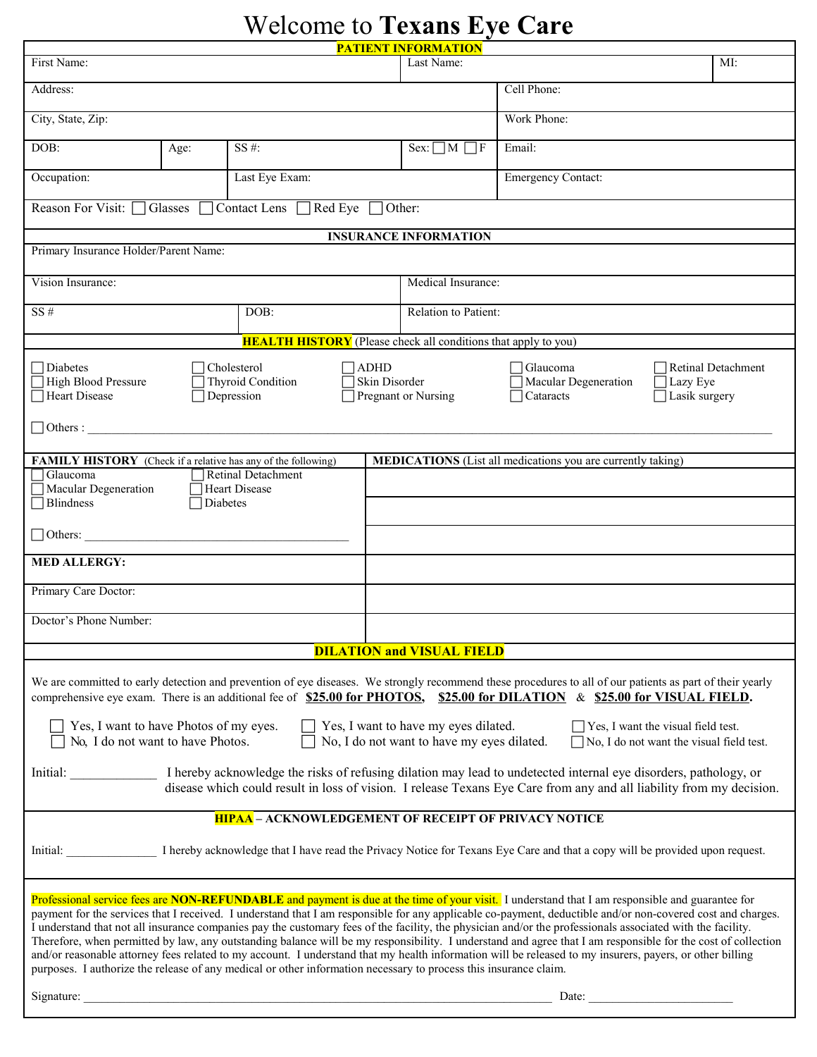# Welcome to **Texans Eye Care**

## PATIENT INFORMATION

| First Name: | | | Last Name: | MI: |
|---|---|---|---|---|
| Address: | | | Cell Phone: | |
| City, State, Zip: | | | Work Phone: | |
| DOB: | Age: | SS #: | Sex: ☐ M ☐ F | Email: |
| Occupation: | Last Eye Exam: | | Emergency Contact: | |

Reason For Visit: ☐ Glasses ☐ Contact Lens ☐ Red Eye ☐ Other:

## INSURANCE INFORMATION

| Primary Insurance Holder/Parent Name: | | |
|---|---|---|
| Vision Insurance: | | Medical Insurance: |
| SS # | DOB: | Relation to Patient: |

## HEALTH HISTORY (Please check all conditions that apply to you)

| | | | | |
|---|---|---|---|---|
| ☐ Diabetes | ☐ Cholesterol | ☐ ADHD | ☐ Glaucoma | ☐ Retinal Detachment |
| ☐ High Blood Pressure | ☐ Thyroid Condition | ☐ Skin Disorder | ☐ Macular Degeneration | ☐ Lazy Eye |
| ☐ Heart Disease | ☐ Depression | ☐ Pregnant or Nursing | ☐ Cataracts | ☐ Lasik surgery |

☐ Others : ____________________________________________

**FAMILY HISTORY** (Check if a relative has any of the following)

| | |
|---|---|
| ☐ Glaucoma | ☐ Retinal Detachment |
| ☐ Macular Degeneration | ☐ Heart Disease |
| ☐ Blindness | ☐ Diabetes |

☐ Others: ____________________________________________

**MEDICATIONS** (List all medications you are currently taking)

**MED ALLERGY:**

Primary Care Doctor:

Doctor's Phone Number:

## DILATION and VISUAL FIELD

We are committed to early detection and prevention of eye diseases. We strongly recommend these procedures to all of our patients as part of their yearly comprehensive eye exam. There is an additional fee of **$25.00 for PHOTOS**, **$25.00 for DILATION** & **$25.00 for VISUAL FIELD.**

| | | |
|---|---|---|
| ☐ Yes, I want to have Photos of my eyes. | ☐ Yes, I want to have my eyes dilated. | ☐ Yes, I want the visual field test. |
| ☐ No, I do not want to have Photos. | ☐ No, I do not want to have my eyes dilated. | ☐ No, I do not want the visual field test. |

Initial: _____________ I hereby acknowledge the risks of refusing dilation may lead to undetected internal eye disorders, pathology, or disease which could result in loss of vision. I release Texans Eye Care from any and all liability from my decision.

## HIPAA – ACKNOWLEDGEMENT OF RECEIPT OF PRIVACY NOTICE

Initial: _______________ I hereby acknowledge that I have read the Privacy Notice for Texans Eye Care and that a copy will be provided upon request.

Professional service fees are **NON-REFUNDABLE** and payment is due at the time of your visit. I understand that I am responsible and guarantee for payment for the services that I received. I understand that I am responsible for any applicable co-payment, deductible and/or non-covered cost and charges. I understand that not all insurance companies pay the customary fees of the facility, the physician and/or the professionals associated with the facility. Therefore, when permitted by law, any outstanding balance will be my responsibility. I understand and agree that I am responsible for the cost of collection and/or reasonable attorney fees related to my account. I understand that my health information will be released to my insurers, payers, or other billing purposes. I authorize the release of any medical or other information necessary to process this insurance claim.

Signature: ____________________________________________ Date: ______________________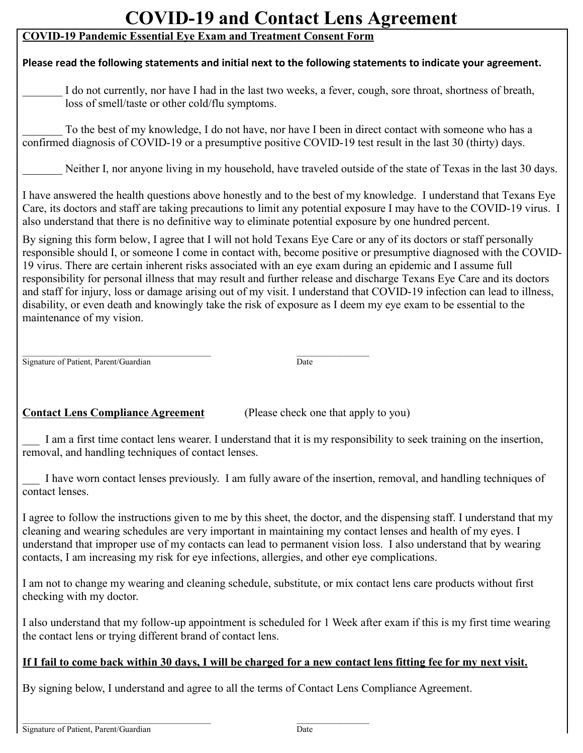# COVID-19 and Contact Lens Agreement

**COVID-19 Pandemic Essential Eye Exam and Treatment Consent Form**

**Please read the following statements and initial next to the following statements to indicate your agreement.**

_______ I do not currently, nor have I had in the last two weeks, a fever, cough, sore throat, shortness of breath, loss of smell/taste or other cold/flu symptoms.

_______ To the best of my knowledge, I do not have, nor have I been in direct contact with someone who has a confirmed diagnosis of COVID-19 or a presumptive positive COVID-19 test result in the last 30 (thirty) days.

_______ Neither I, nor anyone living in my household, have traveled outside of the state of Texas in the last 30 days.

I have answered the health questions above honestly and to the best of my knowledge. I understand that Texans Eye Care, its doctors and staff are taking precautions to limit any potential exposure I may have to the COVID-19 virus. I also understand that there is no definitive way to eliminate potential exposure by one hundred percent.

By signing this form below, I agree that I will not hold Texans Eye Care or any of its doctors or staff personally responsible should I, or someone I come in contact with, become positive or presumptive diagnosed with the COVID-19 virus. There are certain inherent risks associated with an eye exam during an epidemic and I assume full responsibility for personal illness that may result and further release and discharge Texans Eye Care and its doctors and staff for injury, loss or damage arising out of my visit. I understand that COVID-19 infection can lead to illness, disability, or even death and knowingly take the risk of exposure as I deem my eye exam to be essential to the maintenance of my vision.

_______________________________________ _______________

Signature of Patient, Parent/Guardian Date

**Contact Lens Compliance Agreement** (Please check one that apply to you)

___ I am a first time contact lens wearer. I understand that it is my responsibility to seek training on the insertion, removal, and handling techniques of contact lenses.

___ I have worn contact lenses previously. I am fully aware of the insertion, removal, and handling techniques of contact lenses.

I agree to follow the instructions given to me by this sheet, the doctor, and the dispensing staff. I understand that my cleaning and wearing schedules are very important in maintaining my contact lenses and health of my eyes. I understand that improper use of my contacts can lead to permanent vision loss. I also understand that by wearing contacts, I am increasing my risk for eye infections, allergies, and other eye complications.

I am not to change my wearing and cleaning schedule, substitute, or mix contact lens care products without first checking with my doctor.

I also understand that my follow-up appointment is scheduled for 1 Week after exam if this is my first time wearing the contact lens or trying different brand of contact lens.

**If I fail to come back within 30 days, I will be charged for a new contact lens fitting fee for my next visit.**

By signing below, I understand and agree to all the terms of Contact Lens Compliance Agreement.

_______________________________________ _______________

Signature of Patient, Parent/Guardian Date